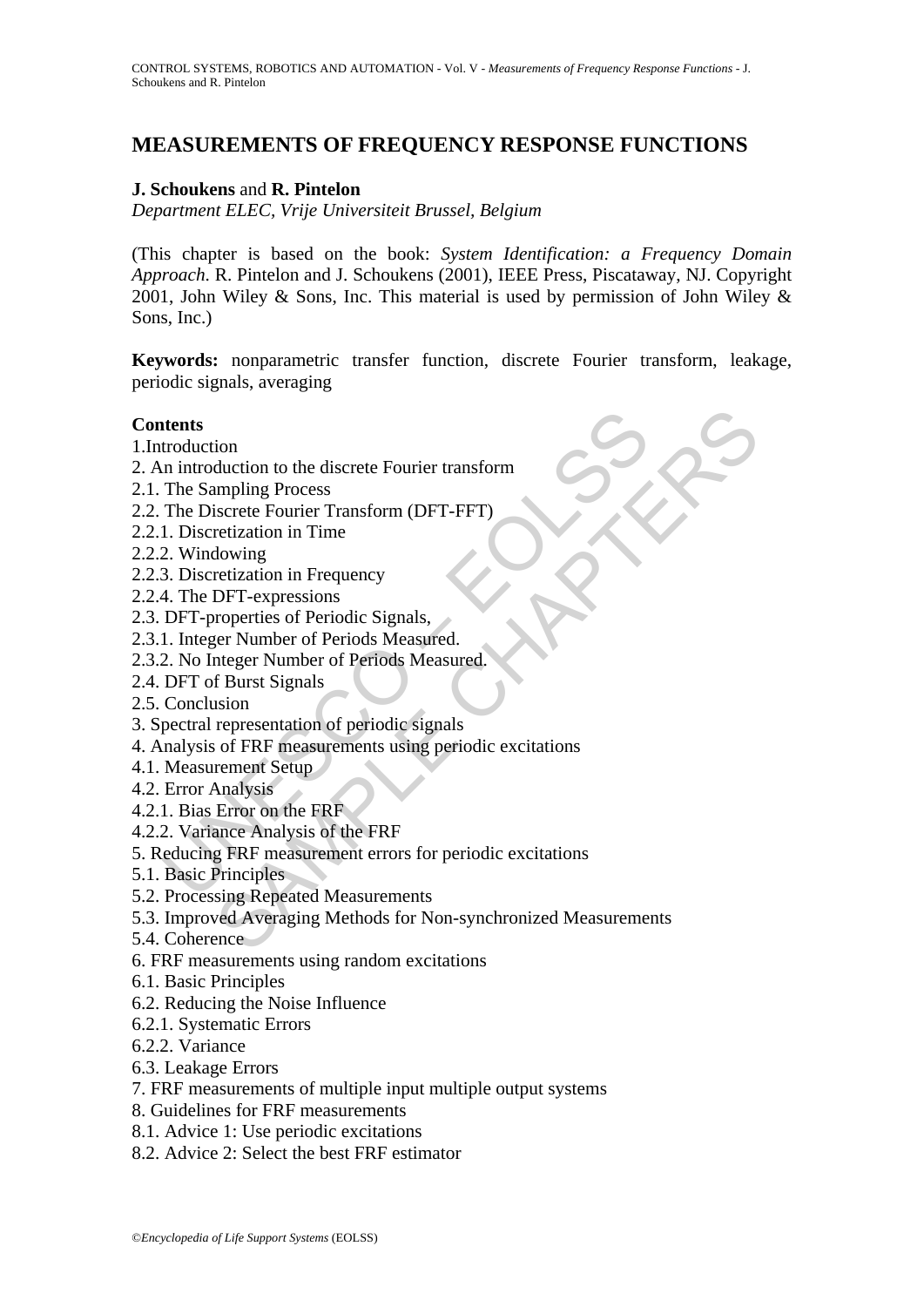# MEASUREMENTS OF FREQUENCY RESPONSE FUNCTIONS

**J. Schoukens** and **R. Pintelon**

*Department ELEC, Vrije Universiteit Brussel, Belgium*

(This chapter is based on the book: *System Identification: a Frequency Domain Approach*. R. Pintelon and J. Schoukens (2001), IEEE Press, Piscataway, NJ. Copyright 2001, John Wiley & Sons, Inc. This material is used by permission of John Wiley & Sons, Inc.)

**Keywords:** nonparametric transfer function, discrete Fourier transform, leakage, periodic signals, averaging

**Contents**

1.Introduction
2. An introduction to the discrete Fourier transform
2.1. The Sampling Process
2.2. The Discrete Fourier Transform (DFT-FFT)
2.2.1. Discretization in Time
2.2.2. Windowing
2.2.3. Discretization in Frequency
2.2.4. The DFT-expressions
2.3. DFT-properties of Periodic Signals,
2.3.1. Integer Number of Periods Measured.
2.3.2. No Integer Number of Periods Measured.
2.4. DFT of Burst Signals
2.5. Conclusion
3. Spectral representation of periodic signals
4. Analysis of FRF measurements using periodic excitations
4.1. Measurement Setup
4.2. Error Analysis
4.2.1. Bias Error on the FRF
4.2.2. Variance Analysis of the FRF
5. Reducing FRF measurement errors for periodic excitations
5.1. Basic Principles
5.2. Processing Repeated Measurements
5.3. Improved Averaging Methods for Non-synchronized Measurements
5.4. Coherence
6. FRF measurements using random excitations
6.1. Basic Principles
6.2. Reducing the Noise Influence
6.2.1. Systematic Errors
6.2.2. Variance
6.3. Leakage Errors
7. FRF measurements of multiple input multiple output systems
8. Guidelines for FRF measurements
8.1. Advice 1: Use periodic excitations
8.2. Advice 2: Select the best FRF estimator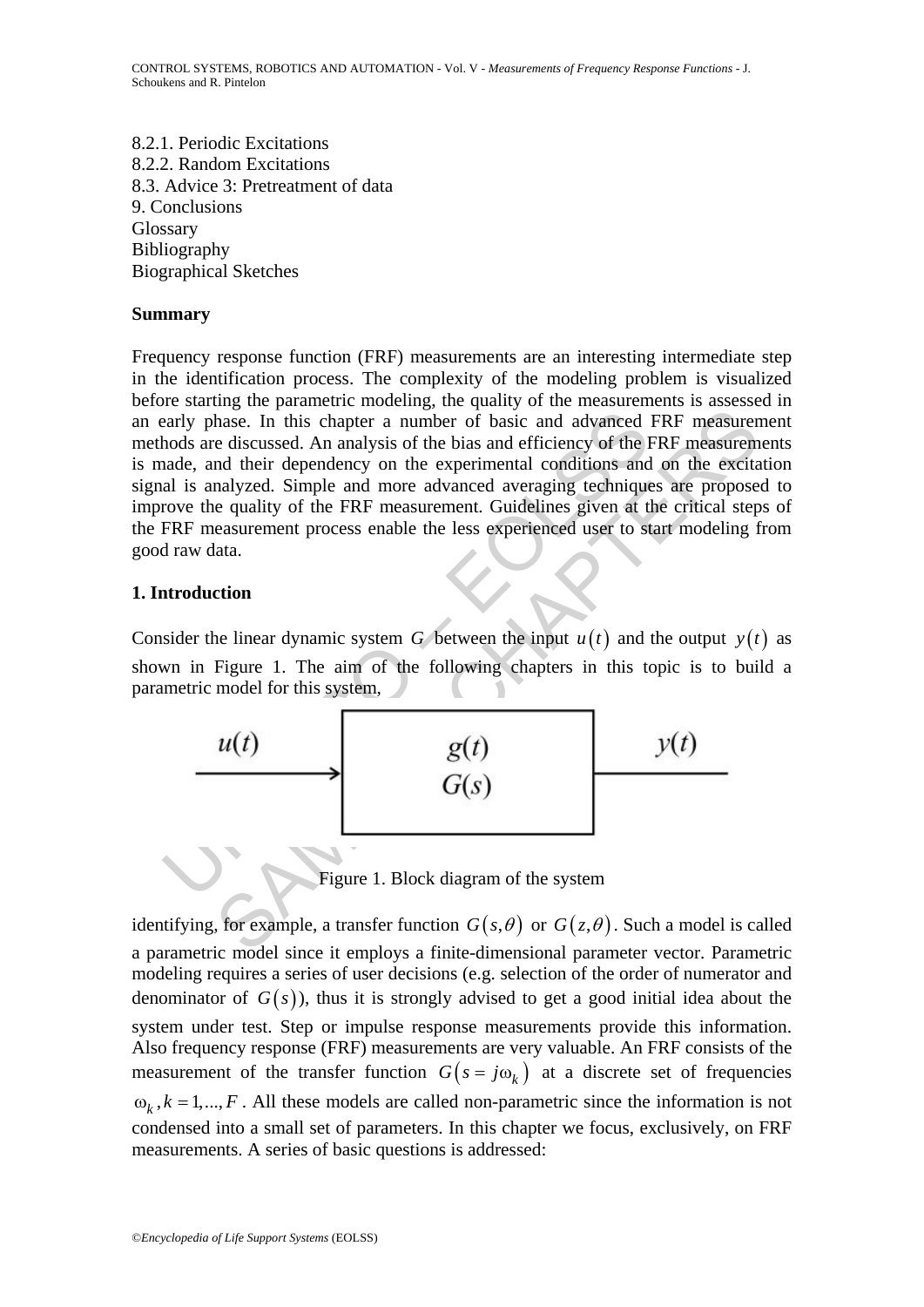8.2.1. Periodic Excitations
8.2.2. Random Excitations
8.3. Advice 3: Pretreatment of data
9. Conclusions
Glossary
Bibliography
Biographical Sketches

**Summary**

Frequency response function (FRF) measurements are an interesting intermediate step in the identification process. The complexity of the modeling problem is visualized before starting the parametric modeling, the quality of the measurements is assessed in an early phase. In this chapter a number of basic and advanced FRF measurement methods are discussed. An analysis of the bias and efficiency of the FRF measurements is made, and their dependency on the experimental conditions and on the excitation signal is analyzed. Simple and more advanced averaging techniques are proposed to improve the quality of the FRF measurement. Guidelines given at the critical steps of the FRF measurement process enable the less experienced user to start modeling from good raw data.

**1. Introduction**

Consider the linear dynamic system $G$ between the input $u(t)$ and the output $y(t)$ as shown in Figure 1. The aim of the following chapters in this topic is to build a parametric model for this system,

$u(t)$

$g(t)$
$G(s)$

$y(t)$

Figure 1. Block diagram of the system

identifying, for example, a transfer function $G(s,\theta)$ or $G(z,\theta)$. Such a model is called a parametric model since it employs a finite-dimensional parameter vector. Parametric modeling requires a series of user decisions (e.g. selection of the order of numerator and denominator of $G(s)$), thus it is strongly advised to get a good initial idea about the system under test. Step or impulse response measurements provide this information. Also frequency response (FRF) measurements are very valuable. An FRF consists of the measurement of the transfer function $G(s = j\omega_k)$ at a discrete set of frequencies $\omega_k, k = 1,...,F$. All these models are called non-parametric since the information is not condensed into a small set of parameters. In this chapter we focus, exclusively, on FRF measurements. A series of basic questions is addressed: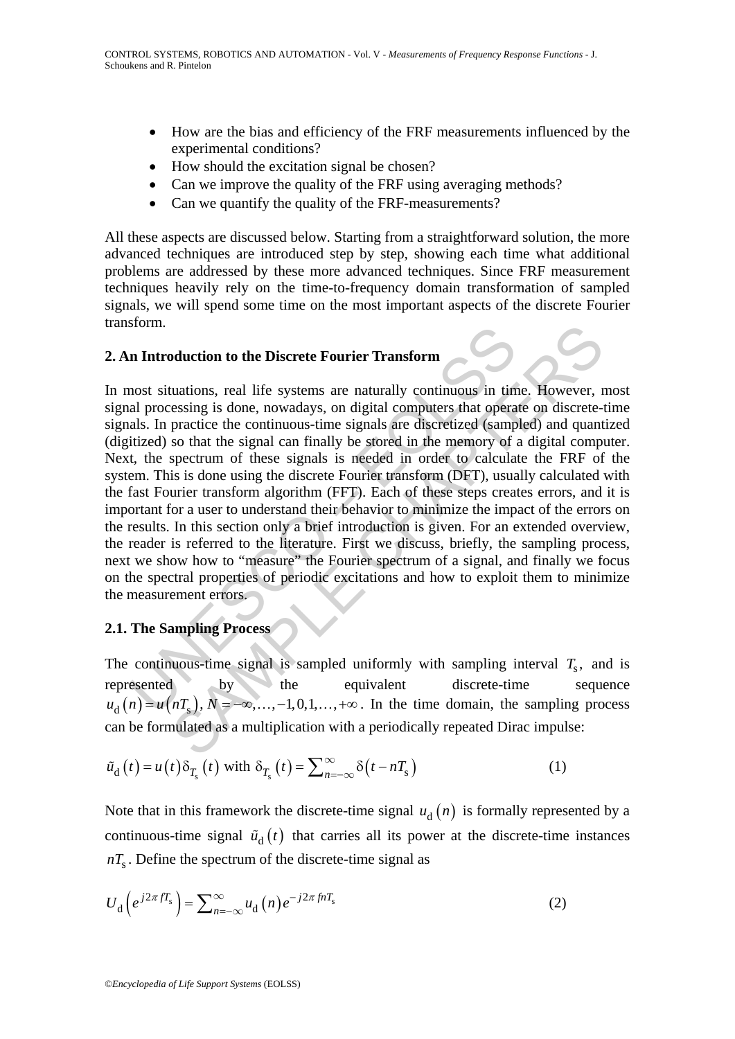- How are the bias and efficiency of the FRF measurements influenced by the experimental conditions?
- How should the excitation signal be chosen?
- Can we improve the quality of the FRF using averaging methods?
- Can we quantify the quality of the FRF-measurements?

All these aspects are discussed below. Starting from a straightforward solution, the more advanced techniques are introduced step by step, showing each time what additional problems are addressed by these more advanced techniques. Since FRF measurement techniques heavily rely on the time-to-frequency domain transformation of sampled signals, we will spend some time on the most important aspects of the discrete Fourier transform.

## 2. An Introduction to the Discrete Fourier Transform

In most situations, real life systems are naturally continuous in time. However, most signal processing is done, nowadays, on digital computers that operate on discrete-time signals. In practice the continuous-time signals are discretized (sampled) and quantized (digitized) so that the signal can finally be stored in the memory of a digital computer. Next, the spectrum of these signals is needed in order to calculate the FRF of the system. This is done using the discrete Fourier transform (DFT), usually calculated with the fast Fourier transform algorithm (FFT). Each of these steps creates errors, and it is important for a user to understand their behavior to minimize the impact of the errors on the results. In this section only a brief introduction is given. For an extended overview, the reader is referred to the literature. First we discuss, briefly, the sampling process, next we show how to "measure" the Fourier spectrum of a signal, and finally we focus on the spectral properties of periodic excitations and how to exploit them to minimize the measurement errors.

### 2.1. The Sampling Process

The continuous-time signal is sampled uniformly with sampling interval $T_\mathrm{s}$, and is represented by the equivalent discrete-time sequence $u_\mathrm{d}(n) = u(nT_\mathrm{s})$, $N = -\infty, \ldots, -1, 0, 1, \ldots, +\infty$. In the time domain, the sampling process can be formulated as a multiplication with a periodically repeated Dirac impulse:

$$\tilde{u}_\mathrm{d}(t) = u(t)\delta_{T_\mathrm{s}}(t) \text{ with } \delta_{T_\mathrm{s}}(t) = \sum\nolimits_{n=-\infty}^{\infty} \delta(t - nT_\mathrm{s}) \tag{1}$$

Note that in this framework the discrete-time signal $u_\mathrm{d}(n)$ is formally represented by a continuous-time signal $\tilde{u}_\mathrm{d}(t)$ that carries all its power at the discrete-time instances $nT_\mathrm{s}$. Define the spectrum of the discrete-time signal as

$$U_\mathrm{d}\left(e^{j2\pi f T_\mathrm{s}}\right) = \sum\nolimits_{n=-\infty}^{\infty} u_\mathrm{d}(n) e^{-j2\pi f n T_\mathrm{s}} \tag{2}$$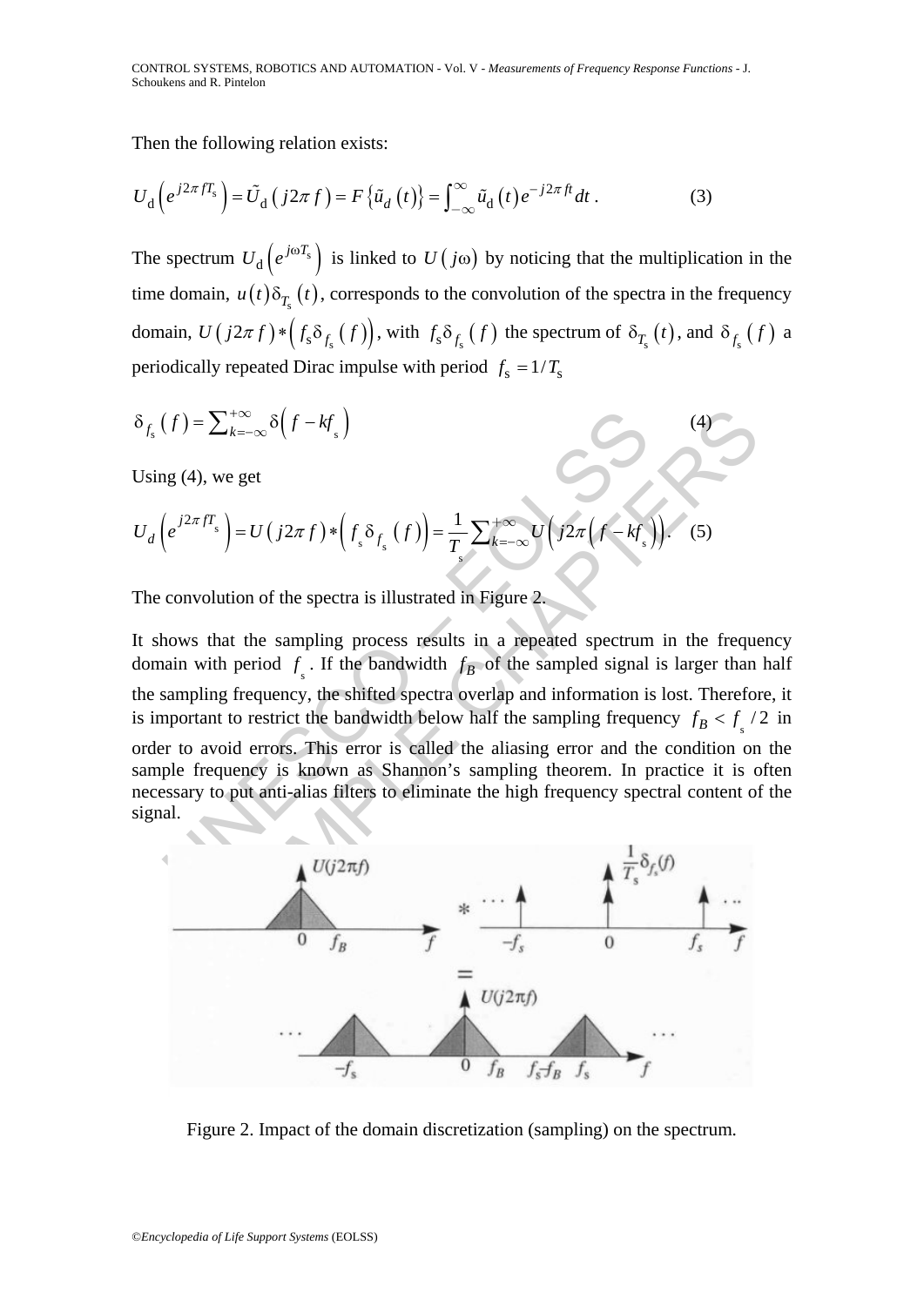Then the following relation exists:

$$U_{\mathrm{d}}\left(e^{j2\pi fT_{\mathrm{s}}}\right)=\tilde{U}_{\mathrm{d}}\left(j2\pi f\right)=F\left\{\tilde{u}_{d}\left(t\right)\right\}=\int_{-\infty}^{\infty}\tilde{u}_{\mathrm{d}}\left(t\right)e^{-j2\pi ft}dt\ . \tag{3}$$

The spectrum $U_{\mathrm{d}}\left(e^{j\omega T_{\mathrm{s}}}\right)$ is linked to $U\left(j\omega\right)$ by noticing that the multiplication in the time domain, $u(t)\delta_{T_{\mathrm{s}}}(t)$, corresponds to the convolution of the spectra in the frequency domain, $U\left(j2\pi f\right)*\left(f_{\mathrm{s}}\delta_{f_{\mathrm{s}}}\left(f\right)\right)$, with $f_{\mathrm{s}}\delta_{f_{\mathrm{s}}}\left(f\right)$ the spectrum of $\delta_{T_{\mathrm{s}}}\left(t\right)$, and $\delta_{f_{\mathrm{s}}}\left(f\right)$ a periodically repeated Dirac impulse with period $f_{\mathrm{s}}=1/T_{\mathrm{s}}$

$$\delta_{f_{\mathrm{s}}}\left(f\right)=\sum_{k=-\infty}^{+\infty}\delta\left(f-kf_{\mathrm{s}}\right) \tag{4}$$

Using (4), we get

$$U_{d}\left(e^{j2\pi fT_{\mathrm{s}}}\right)=U\left(j2\pi f\right)*\left(f_{\mathrm{s}}\delta_{f_{\mathrm{s}}}\left(f\right)\right)=\frac{1}{T_{\mathrm{s}}}\sum_{k=-\infty}^{+\infty}U\left(j2\pi\left(f-kf_{\mathrm{s}}\right)\right). \tag{5}$$

The convolution of the spectra is illustrated in Figure 2.

It shows that the sampling process results in a repeated spectrum in the frequency domain with period $f_{\mathrm{s}}$. If the bandwidth $f_B$ of the sampled signal is larger than half the sampling frequency, the shifted spectra overlap and information is lost. Therefore, it is important to restrict the bandwidth below half the sampling frequency $f_B < f_{\mathrm{s}}/2$ in order to avoid errors. This error is called the aliasing error and the condition on the sample frequency is known as Shannon's sampling theorem. In practice it is often necessary to put anti-alias filters to eliminate the high frequency spectral content of the signal.

$U(j2\pi f)$
0 $f_B$ $f$
*
$\frac{1}{T_s}\delta_{f_s}(f)$
$-f_s$ 0 $f_s$ $f$
=
$U(j2\pi f)$
$-f_s$ 0 $f_B$ $f_s$-$f_B$ $f_s$ $f$

Figure 2. Impact of the domain discretization (sampling) on the spectrum.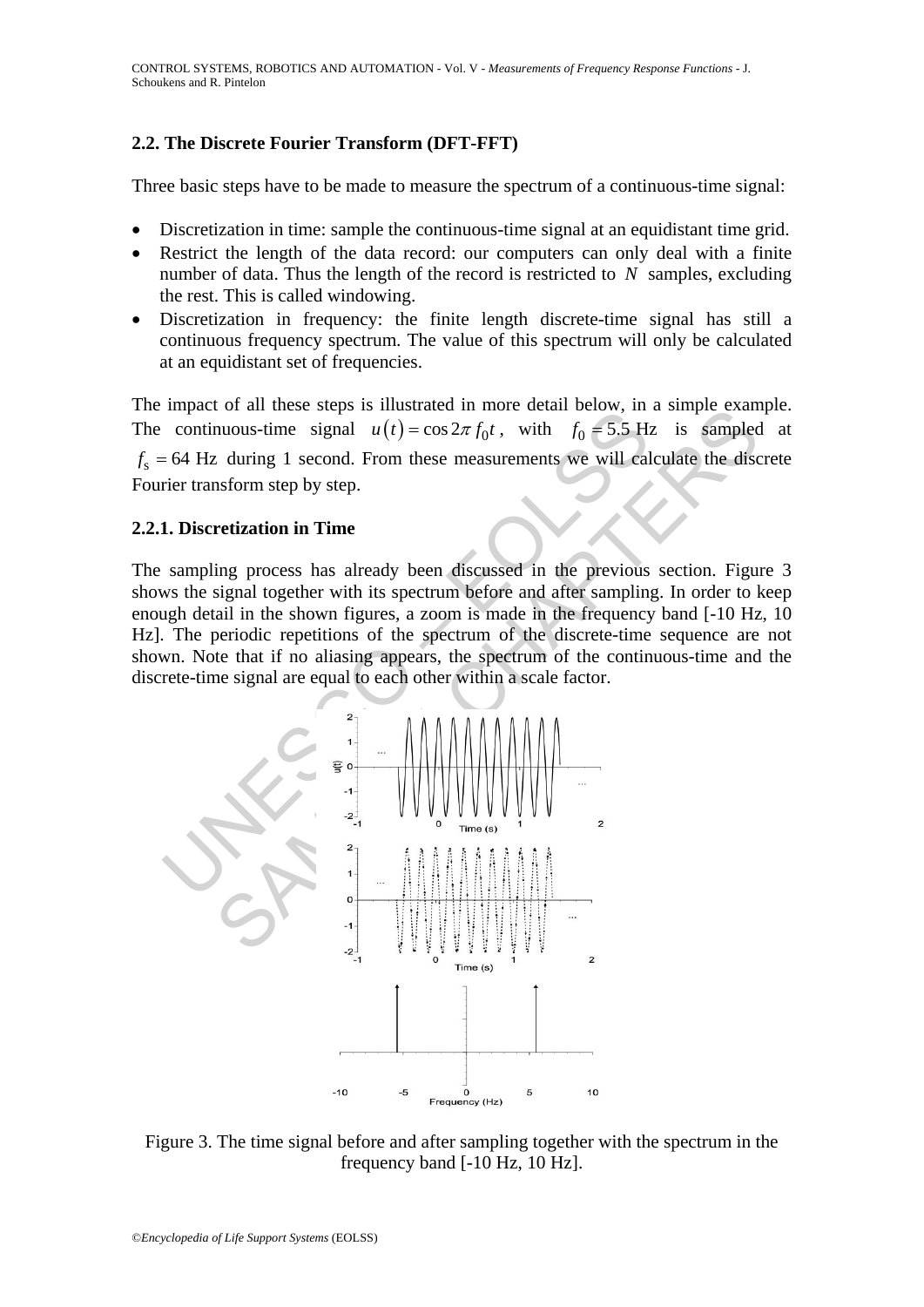### 2.2. The Discrete Fourier Transform (DFT-FFT)

Three basic steps have to be made to measure the spectrum of a continuous-time signal:

- Discretization in time: sample the continuous-time signal at an equidistant time grid.
- Restrict the length of the data record: our computers can only deal with a finite number of data. Thus the length of the record is restricted to $N$ samples, excluding the rest. This is called windowing.
- Discretization in frequency: the finite length discrete-time signal has still a continuous frequency spectrum. The value of this spectrum will only be calculated at an equidistant set of frequencies.

The impact of all these steps is illustrated in more detail below, in a simple example. The continuous-time signal $u(t) = \cos 2\pi f_0 t$, with $f_0 = 5.5$ Hz is sampled at $f_s = 64$ Hz during 1 second. From these measurements we will calculate the discrete Fourier transform step by step.

#### 2.2.1. Discretization in Time

The sampling process has already been discussed in the previous section. Figure 3 shows the signal together with its spectrum before and after sampling. In order to keep enough detail in the shown figures, a zoom is made in the frequency band [-10 Hz, 10 Hz]. The periodic repetitions of the spectrum of the discrete-time sequence are not shown. Note that if no aliasing appears, the spectrum of the continuous-time and the discrete-time signal are equal to each other within a scale factor.

u(t)
2
1
0
-1
-2
-1
0
1
2
Time (s)

2
1
0
-1
-2
-1
0
1
2
Time (s)

-10
-5
0
5
10
Frequency (Hz)

Figure 3. The time signal before and after sampling together with the spectrum in the frequency band [-10 Hz, 10 Hz].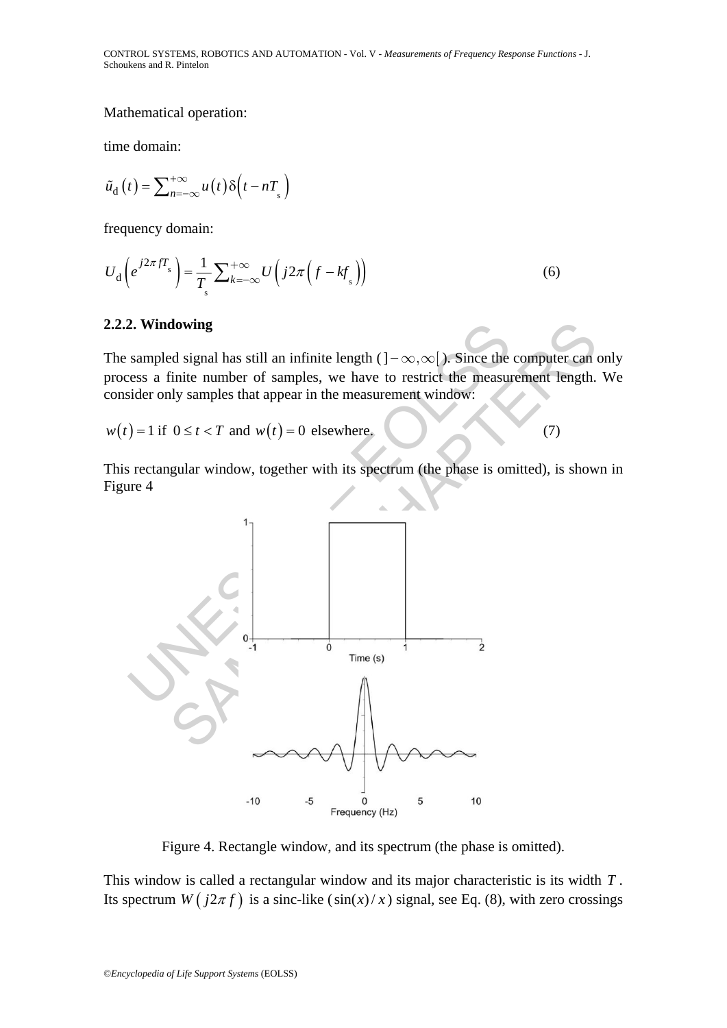Mathematical operation:

time domain:

$$\tilde{u}_{\mathrm{d}}(t) = \sum_{n=-\infty}^{+\infty} u(t)\delta\left(t - nT_{\mathrm{s}}\right)$$

frequency domain:

$$U_{\mathrm{d}}\left(e^{j2\pi f T_{\mathrm{s}}}\right) = \frac{1}{T_{\mathrm{s}}} \sum_{k=-\infty}^{+\infty} U\left(j2\pi\left(f - kf_{\mathrm{s}}\right)\right) \tag{6}$$

### 2.2.2. Windowing

The sampled signal has still an infinite length ($]-\infty,\infty[$). Since the computer can only process a finite number of samples, we have to restrict the measurement length. We consider only samples that appear in the measurement window:

$$w(t) = 1 \text{ if } 0 \le t < T \text{ and } w(t) = 0 \text{ elsewhere.} \tag{7}$$

This rectangular window, together with its spectrum (the phase is omitted), is shown in Figure 4

1
0
-1
0
1
2
Time (s)

-10
-5
0
5
10
Frequency (Hz)

Figure 4. Rectangle window, and its spectrum (the phase is omitted).

This window is called a rectangular window and its major characteristic is its width $T$. Its spectrum $W(j2\pi f)$ is a sinc-like ($\sin(x)/x$) signal, see Eq. (8), with zero crossings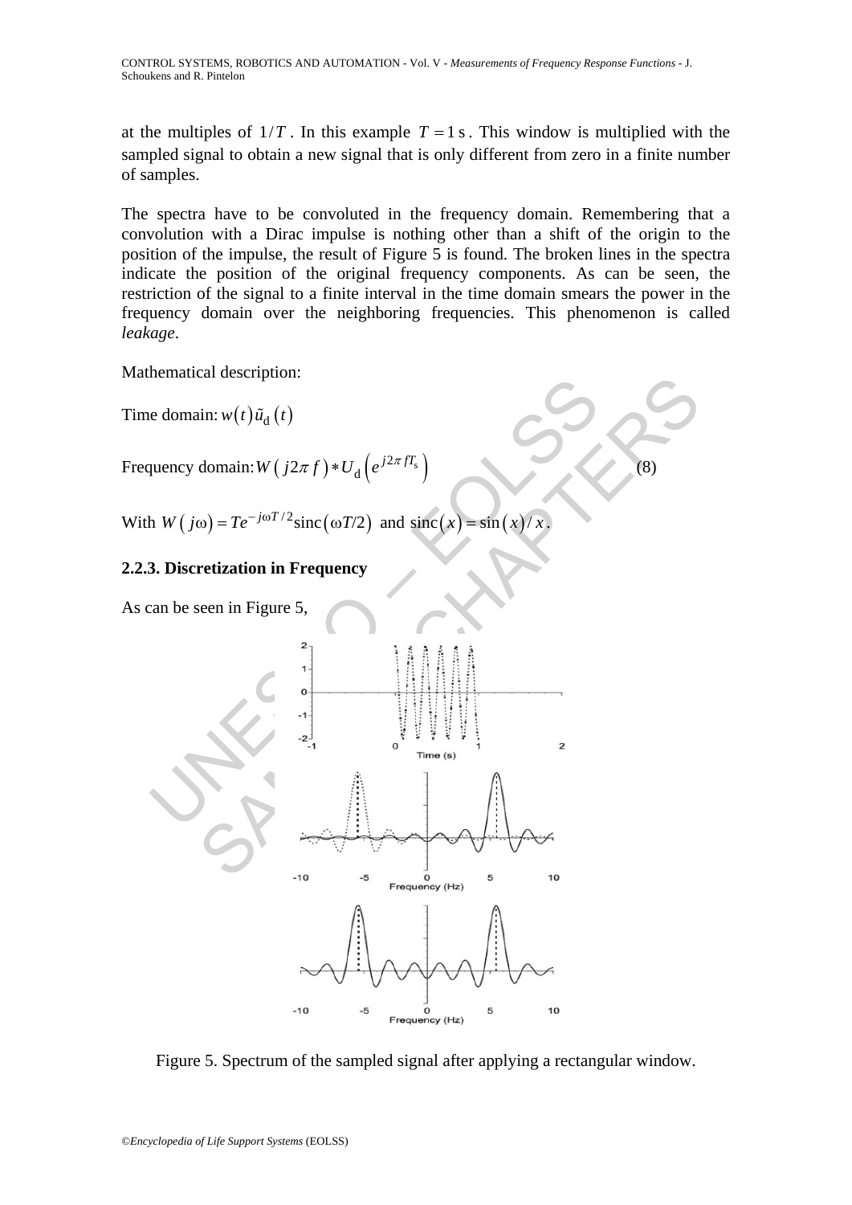at the multiples of $1/T$. In this example $T = 1\ \text{s}$. This window is multiplied with the sampled signal to obtain a new signal that is only different from zero in a finite number of samples.

The spectra have to be convoluted in the frequency domain. Remembering that a convolution with a Dirac impulse is nothing other than a shift of the origin to the position of the impulse, the result of Figure 5 is found. The broken lines in the spectra indicate the position of the original frequency components. As can be seen, the restriction of the signal to a finite interval in the time domain smears the power in the frequency domain over the neighboring frequencies. This phenomenon is called *leakage*.

Mathematical description:

Time domain: $w(t)\tilde{u}_{\mathrm{d}}(t)$

Frequency domain: $W(j2\pi f) * U_{\mathrm{d}}\left(e^{j2\pi f T_{\mathrm{s}}}\right)$ (8)

With $W(j\omega) = Te^{-j\omega T/2}\operatorname{sinc}(\omega T/2)$ and $\operatorname{sinc}(x) = \sin(x)/x$.

### 2.2.3. Discretization in Frequency

As can be seen in Figure 5,

2
1
0
-1
-2
-1
0
1
2
Time (s)

-10
-5
0
5
10
Frequency (Hz)

-10
-5
0
5
10
Frequency (Hz)

Figure 5. Spectrum of the sampled signal after applying a rectangular window.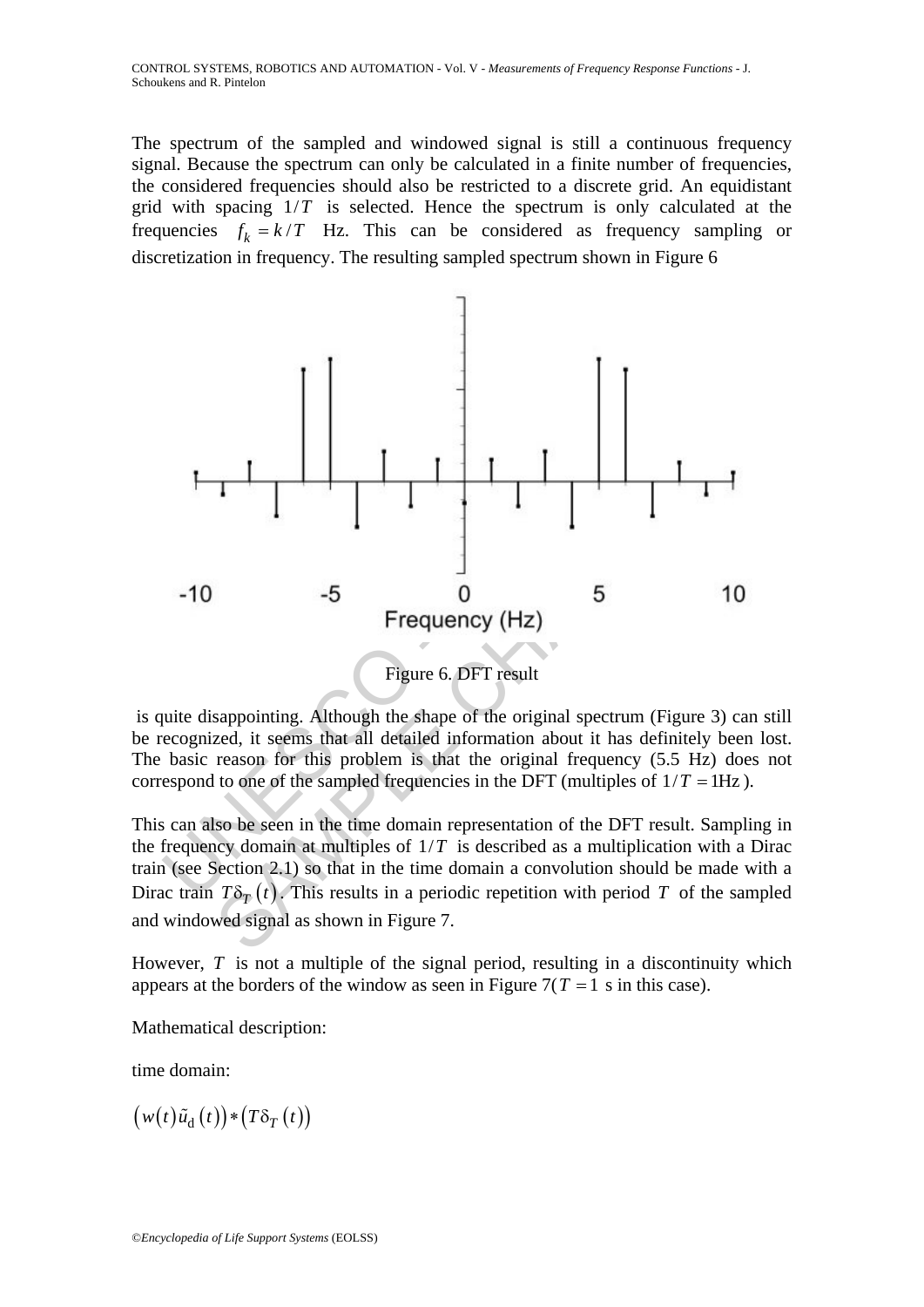The spectrum of the sampled and windowed signal is still a continuous frequency signal. Because the spectrum can only be calculated in a finite number of frequencies, the considered frequencies should also be restricted to a discrete grid. An equidistant grid with spacing $1/T$ is selected. Hence the spectrum is only calculated at the frequencies $f_k = k/T$ Hz. This can be considered as frequency sampling or discretization in frequency. The resulting sampled spectrum shown in Figure 6

-10
-5
0
5
10
Frequency (Hz)

Figure 6. DFT result

is quite disappointing. Although the shape of the original spectrum (Figure 3) can still be recognized, it seems that all detailed information about it has definitely been lost. The basic reason for this problem is that the original frequency (5.5 Hz) does not correspond to one of the sampled frequencies in the DFT (multiples of $1/T = 1\text{Hz}$).

This can also be seen in the time domain representation of the DFT result. Sampling in the frequency domain at multiples of $1/T$ is described as a multiplication with a Dirac train (see Section 2.1) so that in the time domain a convolution should be made with a Dirac train $T\delta_T(t)$. This results in a periodic repetition with period $T$ of the sampled and windowed signal as shown in Figure 7.

However, $T$ is not a multiple of the signal period, resulting in a discontinuity which appears at the borders of the window as seen in Figure 7($T = 1$ s in this case).

Mathematical description:

time domain:

$$\left(w(t)\tilde{u}_{\text{d}}(t)\right) * \left(T\delta_T(t)\right)$$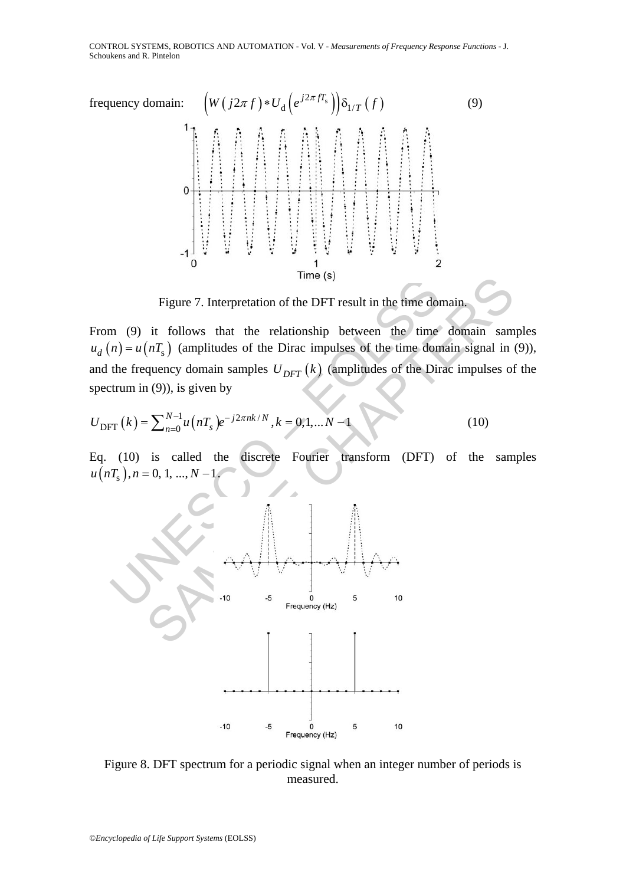frequency domain: $\left(W\left(j2\pi f\right)*U_{\mathrm{d}}\left(e^{j2\pi fT_{\mathrm{s}}}\right)\right)\delta_{1/T}\left(f\right)$ (9)

1
0
-1
0
1
2
Time (s)

Figure 7. Interpretation of the DFT result in the time domain.

From (9) it follows that the relationship between the time domain samples $u_d\left(n\right)=u\left(nT_{\mathrm{s}}\right)$ (amplitudes of the Dirac impulses of the time domain signal in (9)), and the frequency domain samples $U_{DFT}\left(k\right)$ (amplitudes of the Dirac impulses of the spectrum in (9)), is given by

$$U_{\mathrm{DFT}}\left(k\right)=\sum_{n=0}^{N-1}u\left(nT_s\right)e^{-j2\pi nk/N}, k=0,1,\ldots N-1 \qquad (10)$$

Eq. (10) is called the discrete Fourier transform (DFT) of the samples $u\left(nT_{\mathrm{s}}\right), n=0, 1, ..., N-1$.

-10
-5
0
5
10
Frequency (Hz)

-10
-5
0
5
10
Frequency (Hz)

Figure 8. DFT spectrum for a periodic signal when an integer number of periods is measured.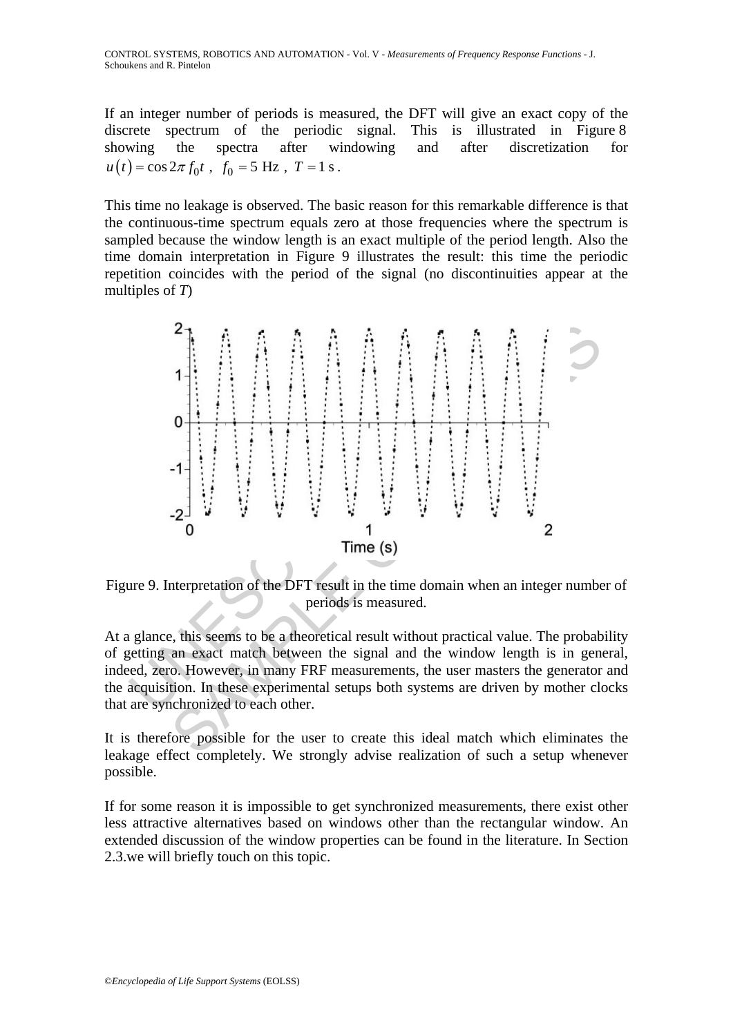If an integer number of periods is measured, the DFT will give an exact copy of the discrete spectrum of the periodic signal. This is illustrated in Figure 8 showing the spectra after windowing and after discretization for $u(t) = \cos 2\pi f_0 t$, $f_0 = 5$ Hz, $T = 1$ s.

This time no leakage is observed. The basic reason for this remarkable difference is that the continuous-time spectrum equals zero at those frequencies where the spectrum is sampled because the window length is an exact multiple of the period length. Also the time domain interpretation in Figure 9 illustrates the result: this time the periodic repetition coincides with the period of the signal (no discontinuities appear at the multiples of *T*)

2
1
0
-1
-2
0
1
2
Time (s)

Figure 9. Interpretation of the DFT result in the time domain when an integer number of periods is measured.

At a glance, this seems to be a theoretical result without practical value. The probability of getting an exact match between the signal and the window length is in general, indeed, zero. However, in many FRF measurements, the user masters the generator and the acquisition. In these experimental setups both systems are driven by mother clocks that are synchronized to each other.

It is therefore possible for the user to create this ideal match which eliminates the leakage effect completely. We strongly advise realization of such a setup whenever possible.

If for some reason it is impossible to get synchronized measurements, there exist other less attractive alternatives based on windows other than the rectangular window. An extended discussion of the window properties can be found in the literature. In Section 2.3.we will briefly touch on this topic.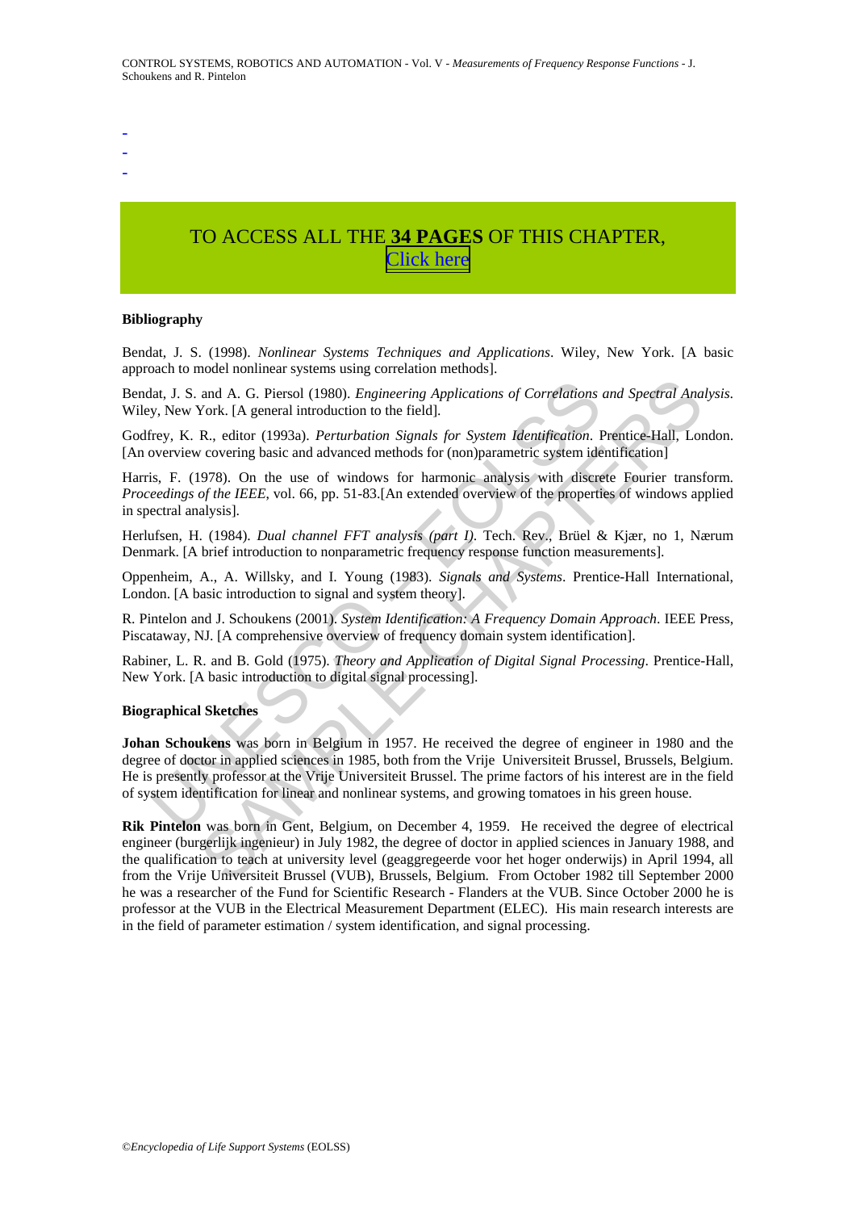-
-
-

TO ACCESS ALL THE **34 PAGES** OF THIS CHAPTER,
Click here

**Bibliography**

Bendat, J. S. (1998). *Nonlinear Systems Techniques and Applications*. Wiley, New York. [A basic approach to model nonlinear systems using correlation methods].

Bendat, J. S. and A. G. Piersol (1980). *Engineering Applications of Correlations and Spectral Analysis*. Wiley, New York. [A general introduction to the field].

Godfrey, K. R., editor (1993a). *Perturbation Signals for System Identification*. Prentice-Hall, London. [An overview covering basic and advanced methods for (non)parametric system identification]

Harris, F. (1978). On the use of windows for harmonic analysis with discrete Fourier transform. *Proceedings of the IEEE*, vol. 66, pp. 51-83.[An extended overview of the properties of windows applied in spectral analysis].

Herlufsen, H. (1984). *Dual channel FFT analysis (part I)*. Tech. Rev., Brüel & Kjær, no 1, Nærum Denmark. [A brief introduction to nonparametric frequency response function measurements].

Oppenheim, A., A. Willsky, and I. Young (1983). *Signals and Systems*. Prentice-Hall International, London. [A basic introduction to signal and system theory].

R. Pintelon and J. Schoukens (2001). *System Identification: A Frequency Domain Approach*. IEEE Press, Piscataway, NJ. [A comprehensive overview of frequency domain system identification].

Rabiner, L. R. and B. Gold (1975). *Theory and Application of Digital Signal Processing*. Prentice-Hall, New York. [A basic introduction to digital signal processing].

**Biographical Sketches**

**Johan Schoukens** was born in Belgium in 1957. He received the degree of engineer in 1980 and the degree of doctor in applied sciences in 1985, both from the Vrije Universiteit Brussel, Brussels, Belgium. He is presently professor at the Vrije Universiteit Brussel. The prime factors of his interest are in the field of system identification for linear and nonlinear systems, and growing tomatoes in his green house.

**Rik Pintelon** was born in Gent, Belgium, on December 4, 1959. He received the degree of electrical engineer (burgerlijk ingenieur) in July 1982, the degree of doctor in applied sciences in January 1988, and the qualification to teach at university level (geaggregeerde voor het hoger onderwijs) in April 1994, all from the Vrije Universiteit Brussel (VUB), Brussels, Belgium. From October 1982 till September 2000 he was a researcher of the Fund for Scientific Research - Flanders at the VUB. Since October 2000 he is professor at the VUB in the Electrical Measurement Department (ELEC). His main research interests are in the field of parameter estimation / system identification, and signal processing.